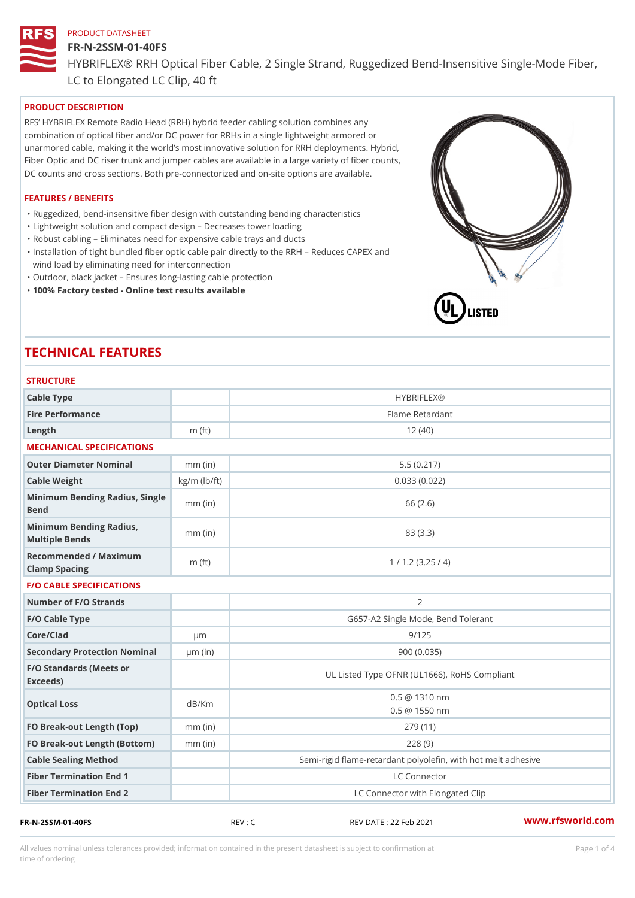PRODUCT DATASHEET

# FR-N-2SSM-01-40FS

HYBRIFLEX® RRH Optical Fiber Cable, 2 Single Strand, Ruggedized Bend-Insensitive Single-Mode Fiber, LC to Elongated LC Clip, 40 ft

## PRODUCT DESCRIPTION

RFS' HYBRIFLEX Remote Radio Head (RRH) hybrid feeder cabling solution combines any combination of optical fiber and/or DC power for RRHs in a single lightweight armored or unarmored cable, making it the world's most innovative solution for RRH deployments. Hybrid, Fiber Optic and DC riser trunk and jumper cables are available in a large variety of fiber counts, DC counts and cross sections. Both pre-connectorized and on-site options are available.

## FEATURES / BENEFITS

- Ruggedized, bend-insensitive fiber design with outstanding bending characteristics
- Lightweight solution and compact design – Decreases tower loading
- Robust cabling – Eliminates need for expensive cable trays and ducts
- Installation of tight bundled fiber optic cable pair directly to the RRH – Reduces CAPEX and wind load by eliminating need for interconnection
- Outdoor, black jacket – Ensures long-lasting cable protection
- **100% Factory tested - Online test results available**

# TECHNICAL FEATURES

### STRUCTURE

| | | |
|---|---|---|
| Cable Type | | HYBRIFLEX® |
| Fire Performance | | Flame Retardant |
| Length | m (ft) | 12 (40) |

### MECHANICAL SPECIFICATIONS

| | | |
|---|---|---|
| Outer Diameter Nominal | mm (in) | 5.5 (0.217) |
| Cable Weight | kg/m (lb/ft) | 0.033 (0.022) |
| Minimum Bending Radius, Single Bend | mm (in) | 66 (2.6) |
| Minimum Bending Radius, Multiple Bends | mm (in) | 83 (3.3) |
| Recommended / Maximum Clamp Spacing | m (ft) | 1 / 1.2 (3.25 / 4) |

### F/O CABLE SPECIFICATIONS

| | | |
|---|---|---|
| Number of F/O Strands | | 2 |
| F/O Cable Type | | G657-A2 Single Mode, Bend Tolerant |
| Core/Clad | µm | 9/125 |
| Secondary Protection Nominal | µm (in) | 900 (0.035) |
| F/O Standards (Meets or Exceeds) | | UL Listed Type OFNR (UL1666), RoHS Compliant |
| Optical Loss | dB/Km | 0.5 @ 1310 nm<br>0.5 @ 1550 nm |
| FO Break-out Length (Top) | mm (in) | 279 (11) |
| FO Break-out Length (Bottom) | mm (in) | 228 (9) |
| Cable Sealing Method | | Semi-rigid flame-retardant polyolefin, with hot melt adhesive |
| Fiber Termination End 1 | | LC Connector |
| Fiber Termination End 2 | | LC Connector with Elongated Clip |

FR-N-2SSM-01-40FS REV : C REV DATE : 22 Feb 2021 www.rfsworld.com

All values nominal unless tolerances provided; information contained in the present datasheet is subject to confirmation at time of ordering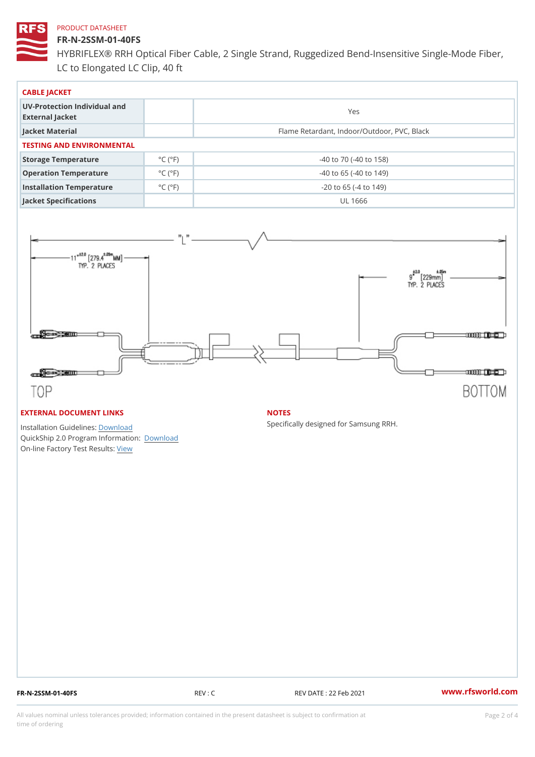PRODUCT DATASHEET

# FR-N-2SSM-01-40FS

HYBRIFLEX® RRH Optical Fiber Cable, 2 Single Strand, Ruggedized Bend-Insensitive Single-Mode Fiber, LC to Elongated LC Clip, 40 ft

## CABLE JACKET

| | | |
|---|---|---|
| UV-Protection Individual and External Jacket | | Yes |
| Jacket Material | | Flame Retardant, Indoor/Outdoor, PVC, Black |

## TESTING AND ENVIRONMENTAL

| | | |
|---|---|---|
| Storage Temperature | °C (°F) | -40 to 70 (-40 to 158) |
| Operation Temperature | °C (°F) | -40 to 65 (-40 to 149) |
| Installation Temperature | °C (°F) | -20 to 65 (-4 to 149) |
| Jacket Specifications | | UL 1666 |

"L"

11" ±2.0 [279.4 ±.05m MM] TYP. 2 PLACES

9" ±2.0 [229mm ±.05m] TYP. 2 PLACES

TOP

BOTTOM

## EXTERNAL DOCUMENT LINKS

Installation Guidelines: Download
QuickShip 2.0 Program Information: Download
On-line Factory Test Results: View

## NOTES

Specifically designed for Samsung RRH.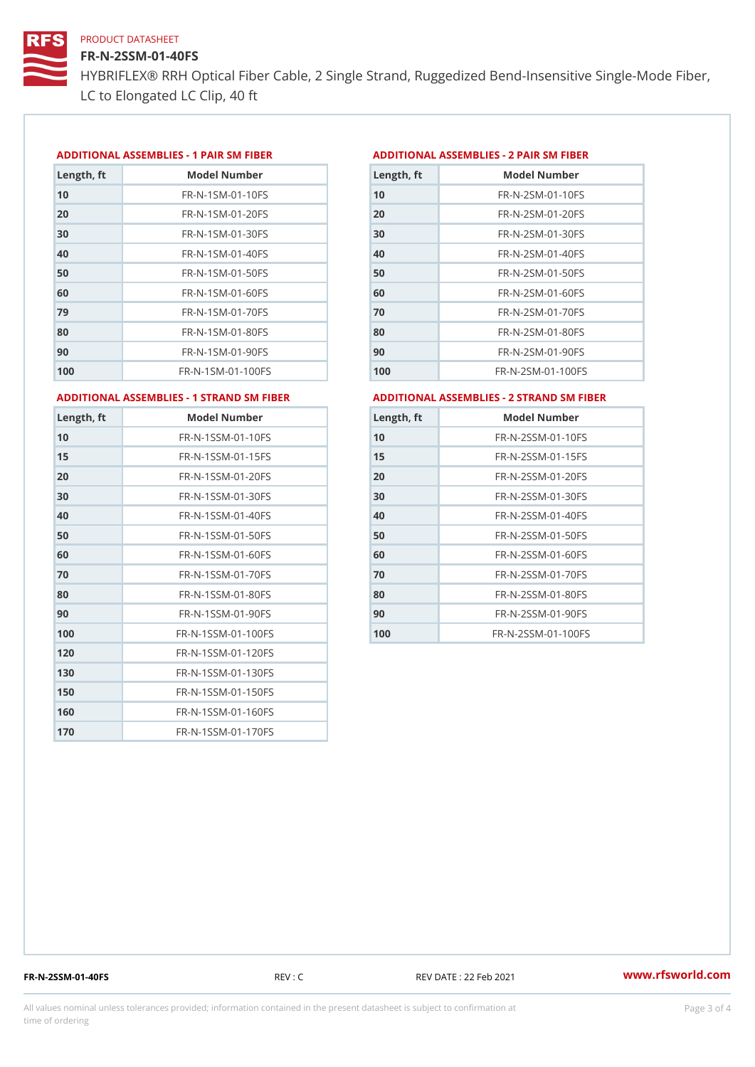PRODUCT DATASHEET

# FR-N-2SSM-01-40FS

HYBRIFLEX® RRH Optical Fiber Cable, 2 Single Strand, Ruggedized Bend-Insensitive Single-Mode Fiber, LC to Elongated LC Clip, 40 ft

## ADDITIONAL ASSEMBLIES - 1 PAIR SM FIBER

| Length, ft | Model Number |
|---|---|
| 10 | FR-N-1SM-01-10FS |
| 20 | FR-N-1SM-01-20FS |
| 30 | FR-N-1SM-01-30FS |
| 40 | FR-N-1SM-01-40FS |
| 50 | FR-N-1SM-01-50FS |
| 60 | FR-N-1SM-01-60FS |
| 79 | FR-N-1SM-01-70FS |
| 80 | FR-N-1SM-01-80FS |
| 90 | FR-N-1SM-01-90FS |
| 100 | FR-N-1SM-01-100FS |

## ADDITIONAL ASSEMBLIES - 2 PAIR SM FIBER

| Length, ft | Model Number |
|---|---|
| 10 | FR-N-2SM-01-10FS |
| 20 | FR-N-2SM-01-20FS |
| 30 | FR-N-2SM-01-30FS |
| 40 | FR-N-2SM-01-40FS |
| 50 | FR-N-2SM-01-50FS |
| 60 | FR-N-2SM-01-60FS |
| 70 | FR-N-2SM-01-70FS |
| 80 | FR-N-2SM-01-80FS |
| 90 | FR-N-2SM-01-90FS |
| 100 | FR-N-2SM-01-100FS |

## ADDITIONAL ASSEMBLIES - 1 STRAND SM FIBER

| Length, ft | Model Number |
|---|---|
| 10 | FR-N-1SSM-01-10FS |
| 15 | FR-N-1SSM-01-15FS |
| 20 | FR-N-1SSM-01-20FS |
| 30 | FR-N-1SSM-01-30FS |
| 40 | FR-N-1SSM-01-40FS |
| 50 | FR-N-1SSM-01-50FS |
| 60 | FR-N-1SSM-01-60FS |
| 70 | FR-N-1SSM-01-70FS |
| 80 | FR-N-1SSM-01-80FS |
| 90 | FR-N-1SSM-01-90FS |
| 100 | FR-N-1SSM-01-100FS |
| 120 | FR-N-1SSM-01-120FS |
| 130 | FR-N-1SSM-01-130FS |
| 150 | FR-N-1SSM-01-150FS |
| 160 | FR-N-1SSM-01-160FS |
| 170 | FR-N-1SSM-01-170FS |

## ADDITIONAL ASSEMBLIES - 2 STRAND SM FIBER

| Length, ft | Model Number |
|---|---|
| 10 | FR-N-2SSM-01-10FS |
| 15 | FR-N-2SSM-01-15FS |
| 20 | FR-N-2SSM-01-20FS |
| 30 | FR-N-2SSM-01-30FS |
| 40 | FR-N-2SSM-01-40FS |
| 50 | FR-N-2SSM-01-50FS |
| 60 | FR-N-2SSM-01-60FS |
| 70 | FR-N-2SSM-01-70FS |
| 80 | FR-N-2SSM-01-80FS |
| 90 | FR-N-2SSM-01-90FS |
| 100 | FR-N-2SSM-01-100FS |

FR-N-2SSM-01-40FS REV : C REV DATE : 22 Feb 2021 www.rfsworld.com

All values nominal unless tolerances provided; information contained in the present datasheet is subject to confirmation at time of ordering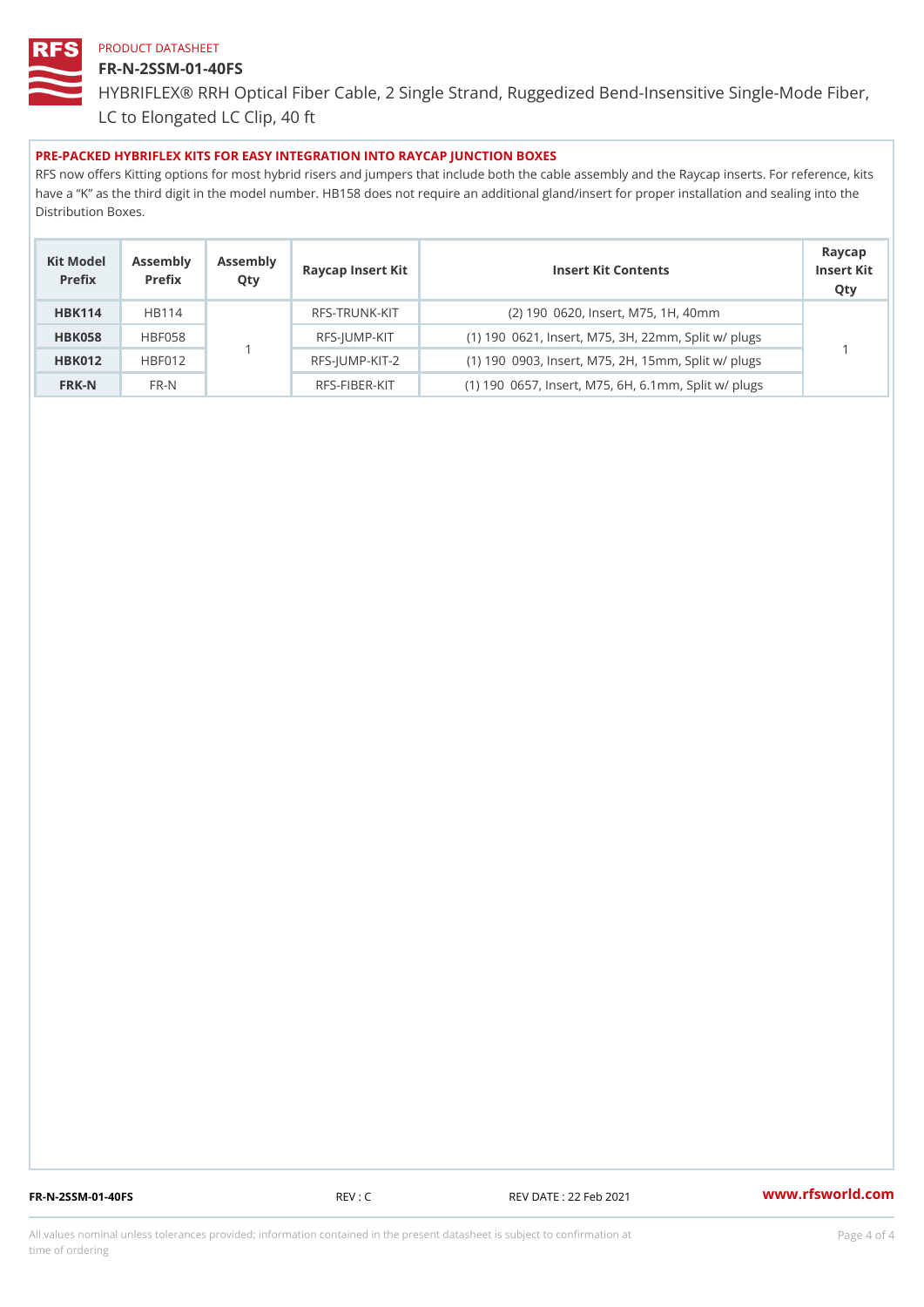PRODUCT DATASHEET

# FR-N-2SSM-01-40FS

HYBRIFLEX® RRH Optical Fiber Cable, 2 Single Strand, Ruggedized Bend-Insensitive Single-Mode Fiber, LC to Elongated LC Clip, 40 ft

## PRE-PACKED HYBRIFLEX KITS FOR EASY INTEGRATION INTO RAYCAP JUNCTION BOXES

RFS now offers Kitting options for most hybrid risers and jumpers that include both the cable assembly and the Raycap inserts. For reference, kits have a "K" as the third digit in the model number. HB158 does not require an additional gland/insert for proper installation and sealing into the Distribution Boxes.

| Kit Model Prefix | Assembly Prefix | Assembly Qty | Raycap Insert Kit | Insert Kit Contents | Raycap Insert Kit Qty |
|---|---|---|---|---|---|
| **HBK114** | HB114 | 1 | RFS-TRUNK-KIT | (2) 190 0620, Insert, M75, 1H, 40mm | 1 |
| **HBK058** | HBF058 | | RFS-JUMP-KIT | (1) 190 0621, Insert, M75, 3H, 22mm, Split w/ plugs | |
| **HBK012** | HBF012 | | RFS-JUMP-KIT-2 | (1) 190 0903, Insert, M75, 2H, 15mm, Split w/ plugs | |
| **FRK-N** | FR-N | | RFS-FIBER-KIT | (1) 190 0657, Insert, M75, 6H, 6.1mm, Split w/ plugs | |

FR-N-2SSM-01-40FS REV : C REV DATE : 22 Feb 2021 www.rfsworld.com

All values nominal unless tolerances provided; information contained in the present datasheet is subject to confirmation at time of ordering